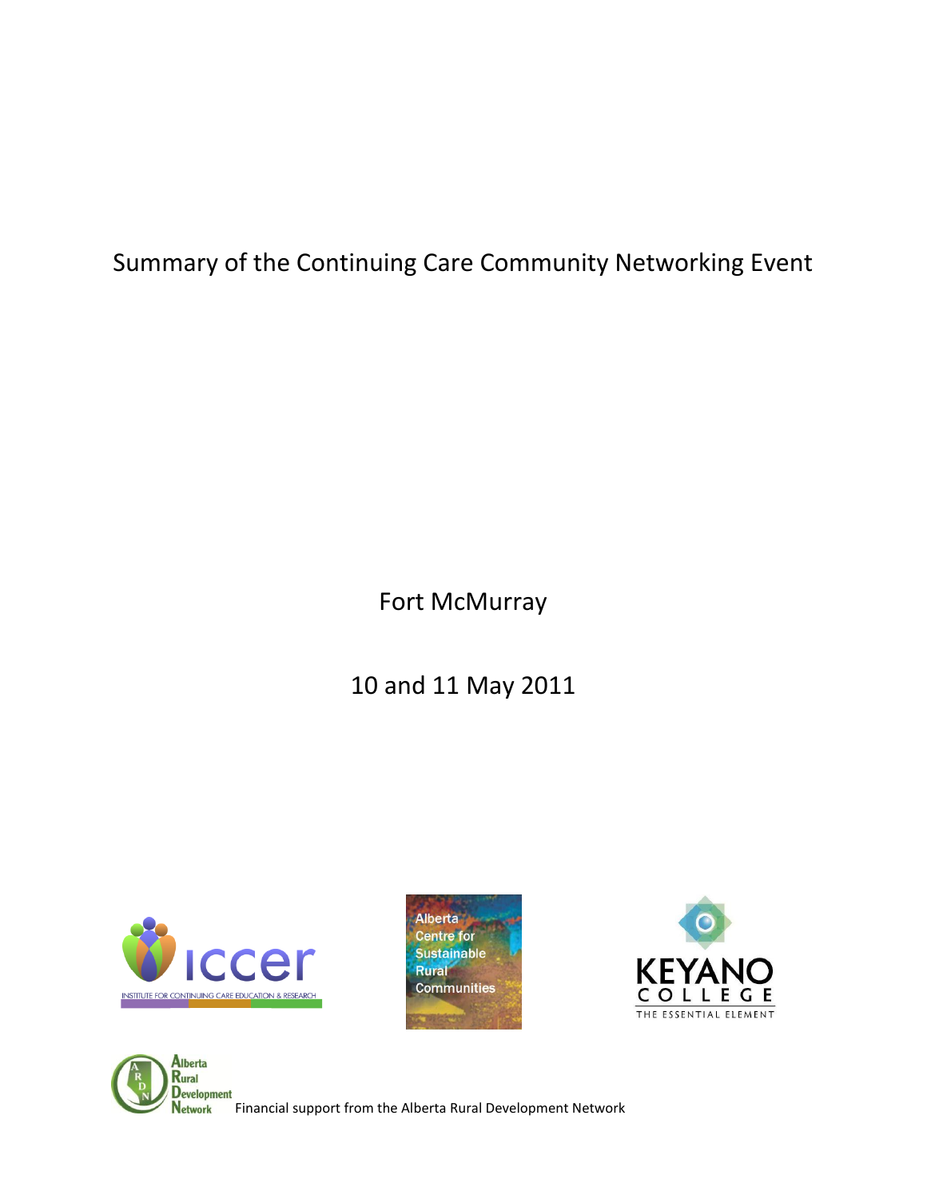# Summary of the Continuing Care Community Networking Event

Fort McMurray

10 and 11 May 2011

Financial support from the Alberta Rural Development Network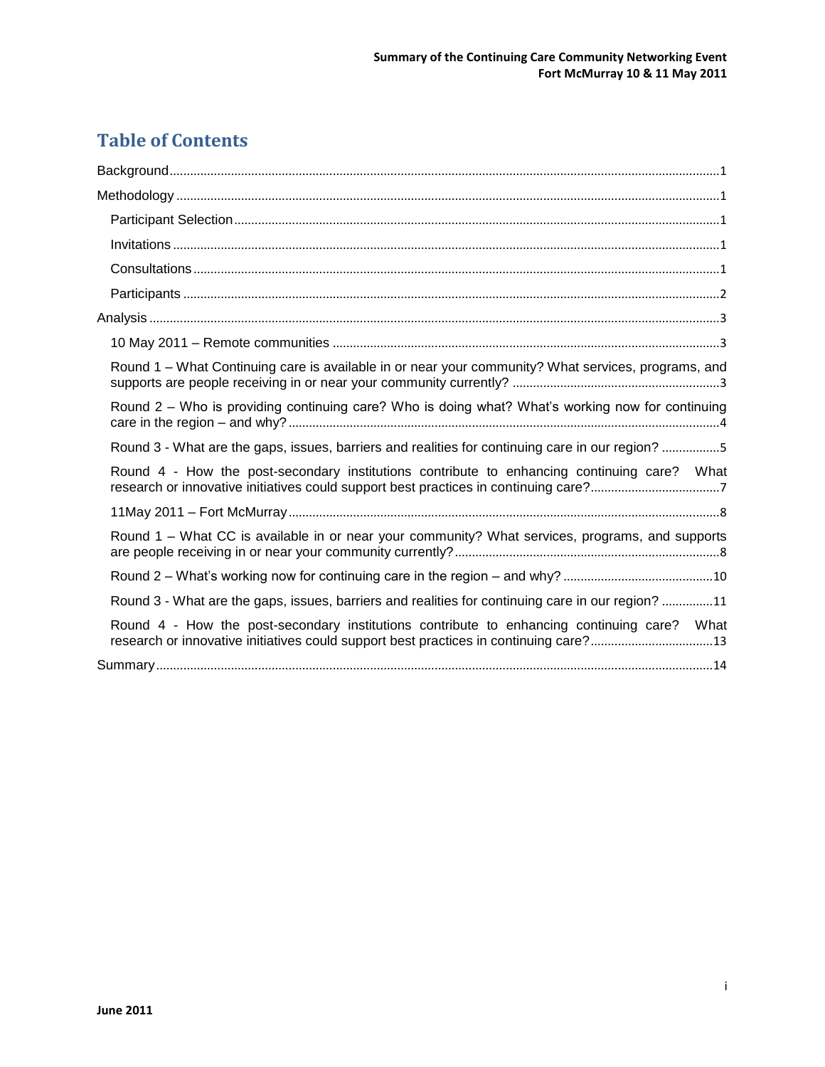# Table of Contents

Background ..... 1

Methodology ..... 1

- Participant Selection ..... 1
- Invitations ..... 1
- Consultations ..... 1
- Participants ..... 2

Analysis ..... 3

- 10 May 2011 – Remote communities ..... 3
- Round 1 – What Continuing care is available in or near your community? What services, programs, and supports are people receiving in or near your community currently? ..... 3
- Round 2 – Who is providing continuing care? Who is doing what? What's working now for continuing care in the region – and why? ..... 4
- Round 3 - What are the gaps, issues, barriers and realities for continuing care in our region? ..... 5
- Round 4 - How the post-secondary institutions contribute to enhancing continuing care? What research or innovative initiatives could support best practices in continuing care? ..... 7
- 11May 2011 – Fort McMurray ..... 8
- Round 1 – What CC is available in or near your community? What services, programs, and supports are people receiving in or near your community currently? ..... 8
- Round 2 – What's working now for continuing care in the region – and why? ..... 10
- Round 3 - What are the gaps, issues, barriers and realities for continuing care in our region? ..... 11
- Round 4 - How the post-secondary institutions contribute to enhancing continuing care? What research or innovative initiatives could support best practices in continuing care? ..... 13

Summary ..... 14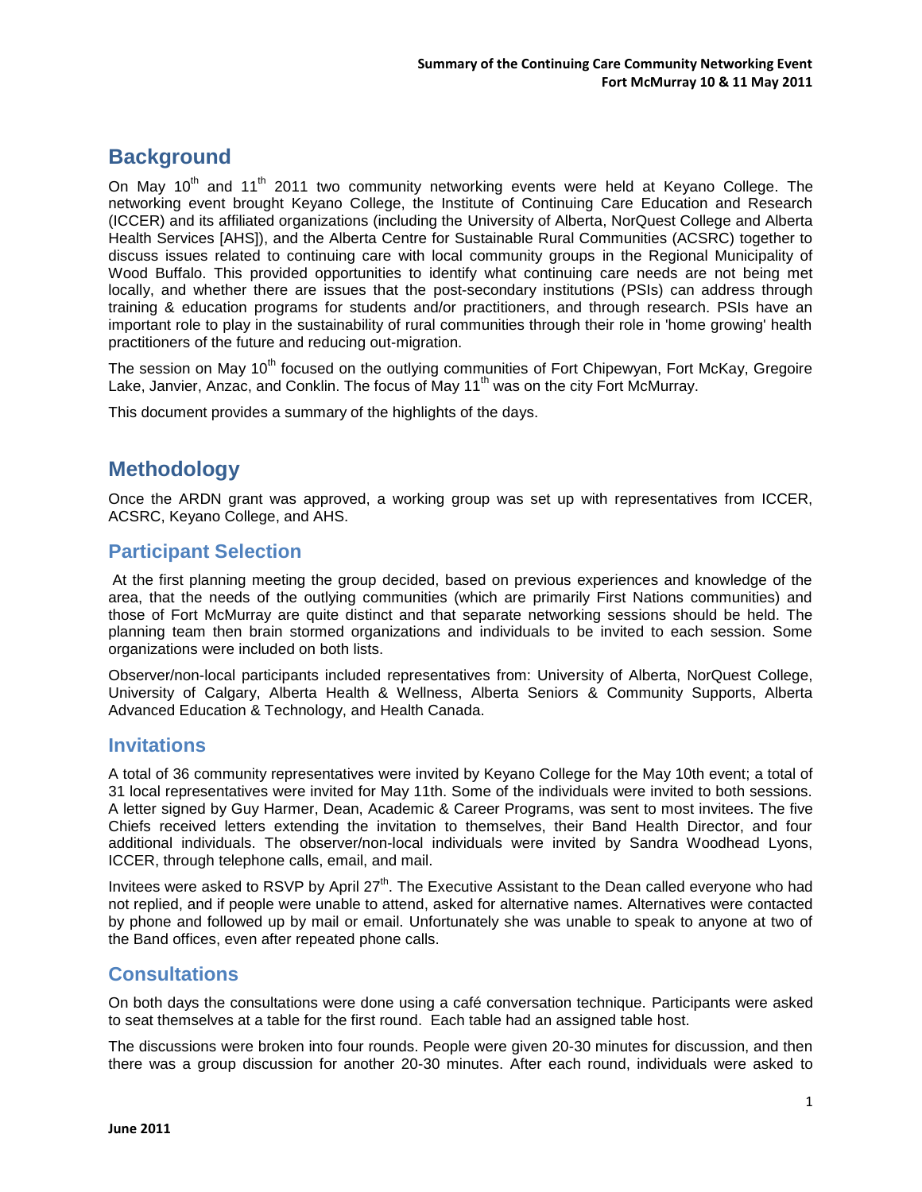# Background

On May 10th and 11th 2011 two community networking events were held at Keyano College. The networking event brought Keyano College, the Institute of Continuing Care Education and Research (ICCER) and its affiliated organizations (including the University of Alberta, NorQuest College and Alberta Health Services [AHS]), and the Alberta Centre for Sustainable Rural Communities (ACSRC) together to discuss issues related to continuing care with local community groups in the Regional Municipality of Wood Buffalo. This provided opportunities to identify what continuing care needs are not being met locally, and whether there are issues that the post-secondary institutions (PSIs) can address through training & education programs for students and/or practitioners, and through research. PSIs have an important role to play in the sustainability of rural communities through their role in 'home growing' health practitioners of the future and reducing out-migration.

The session on May 10th focused on the outlying communities of Fort Chipewyan, Fort McKay, Gregoire Lake, Janvier, Anzac, and Conklin. The focus of May 11th was on the city Fort McMurray.

This document provides a summary of the highlights of the days.

# Methodology

Once the ARDN grant was approved, a working group was set up with representatives from ICCER, ACSRC, Keyano College, and AHS.

## Participant Selection

At the first planning meeting the group decided, based on previous experiences and knowledge of the area, that the needs of the outlying communities (which are primarily First Nations communities) and those of Fort McMurray are quite distinct and that separate networking sessions should be held. The planning team then brain stormed organizations and individuals to be invited to each session. Some organizations were included on both lists.

Observer/non-local participants included representatives from: University of Alberta, NorQuest College, University of Calgary, Alberta Health & Wellness, Alberta Seniors & Community Supports, Alberta Advanced Education & Technology, and Health Canada.

## Invitations

A total of 36 community representatives were invited by Keyano College for the May 10th event; a total of 31 local representatives were invited for May 11th. Some of the individuals were invited to both sessions. A letter signed by Guy Harmer, Dean, Academic & Career Programs, was sent to most invitees. The five Chiefs received letters extending the invitation to themselves, their Band Health Director, and four additional individuals. The observer/non-local individuals were invited by Sandra Woodhead Lyons, ICCER, through telephone calls, email, and mail.

Invitees were asked to RSVP by April 27th. The Executive Assistant to the Dean called everyone who had not replied, and if people were unable to attend, asked for alternative names. Alternatives were contacted by phone and followed up by mail or email. Unfortunately she was unable to speak to anyone at two of the Band offices, even after repeated phone calls.

## Consultations

On both days the consultations were done using a café conversation technique. Participants were asked to seat themselves at a table for the first round. Each table had an assigned table host.

The discussions were broken into four rounds. People were given 20-30 minutes for discussion, and then there was a group discussion for another 20-30 minutes. After each round, individuals were asked to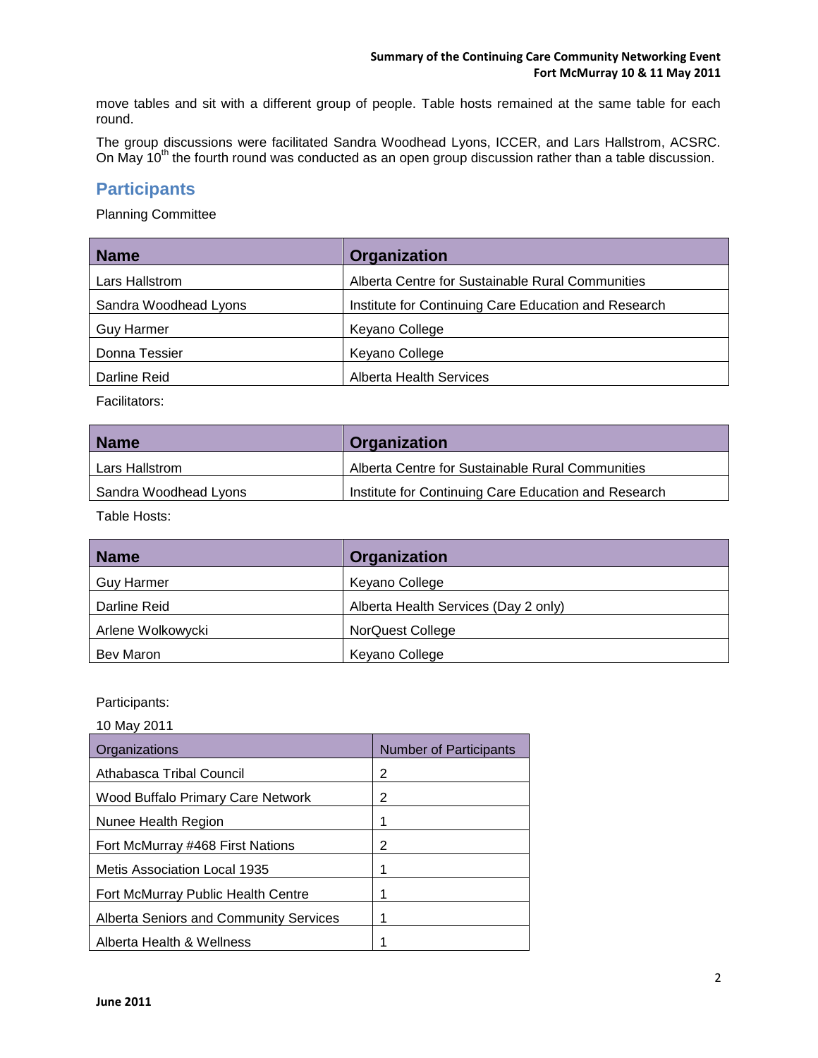move tables and sit with a different group of people. Table hosts remained at the same table for each round.

The group discussions were facilitated Sandra Woodhead Lyons, ICCER, and Lars Hallstrom, ACSRC. On May 10th the fourth round was conducted as an open group discussion rather than a table discussion.

## Participants

Planning Committee

| Name | Organization |
|---|---|
| Lars Hallstrom | Alberta Centre for Sustainable Rural Communities |
| Sandra Woodhead Lyons | Institute for Continuing Care Education and Research |
| Guy Harmer | Keyano College |
| Donna Tessier | Keyano College |
| Darline Reid | Alberta Health Services |

Facilitators:

| Name | Organization |
|---|---|
| Lars Hallstrom | Alberta Centre for Sustainable Rural Communities |
| Sandra Woodhead Lyons | Institute for Continuing Care Education and Research |

Table Hosts:

| Name | Organization |
|---|---|
| Guy Harmer | Keyano College |
| Darline Reid | Alberta Health Services (Day 2 only) |
| Arlene Wolkowycki | NorQuest College |
| Bev Maron | Keyano College |

Participants:

10 May 2011

| Organizations | Number of Participants |
|---|---|
| Athabasca Tribal Council | 2 |
| Wood Buffalo Primary Care Network | 2 |
| Nunee Health Region | 1 |
| Fort McMurray #468 First Nations | 2 |
| Metis Association Local 1935 | 1 |
| Fort McMurray Public Health Centre | 1 |
| Alberta Seniors and Community Services | 1 |
| Alberta Health & Wellness | 1 |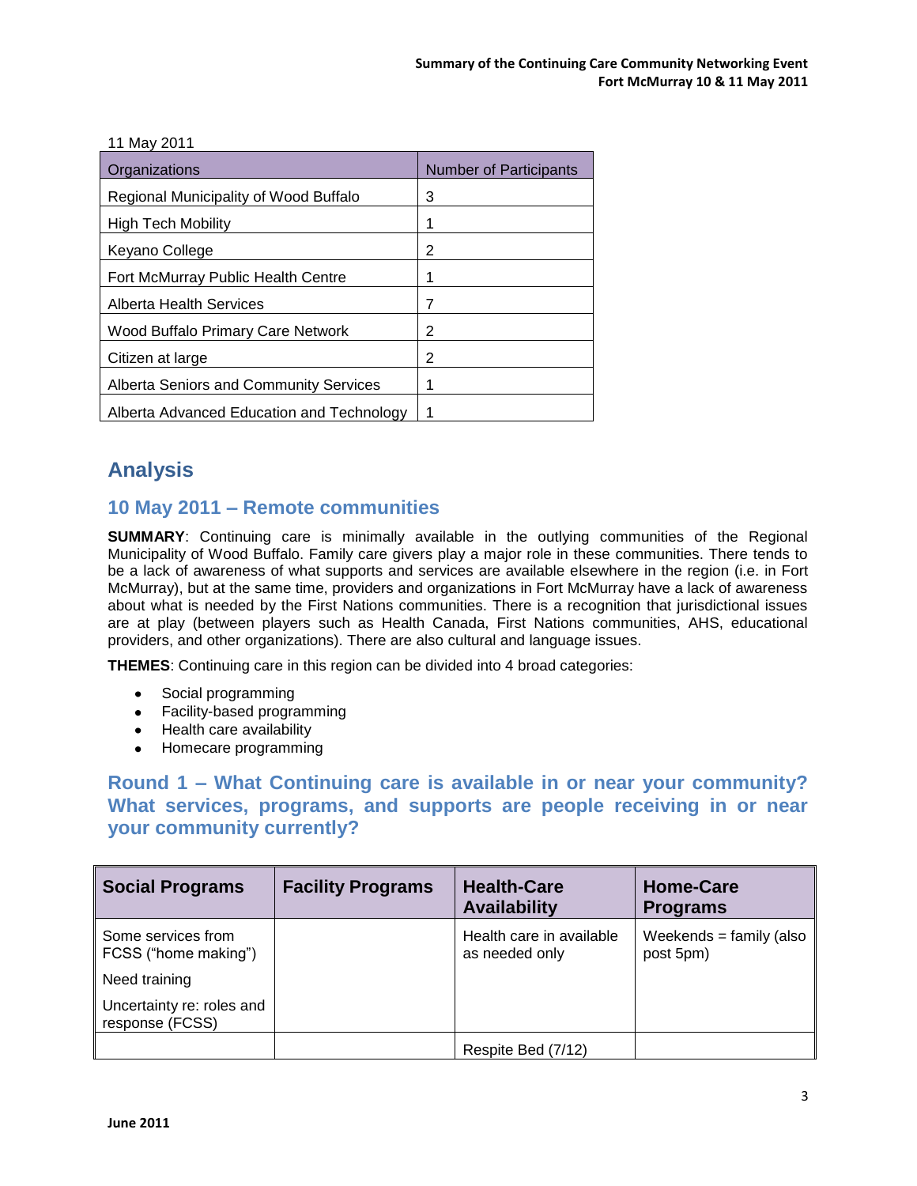11 May 2011

| Organizations | Number of Participants |
|---|---|
| Regional Municipality of Wood Buffalo | 3 |
| High Tech Mobility | 1 |
| Keyano College | 2 |
| Fort McMurray Public Health Centre | 1 |
| Alberta Health Services | 7 |
| Wood Buffalo Primary Care Network | 2 |
| Citizen at large | 2 |
| Alberta Seniors and Community Services | 1 |
| Alberta Advanced Education and Technology | 1 |

## Analysis

### 10 May 2011 – Remote communities

**SUMMARY**: Continuing care is minimally available in the outlying communities of the Regional Municipality of Wood Buffalo. Family care givers play a major role in these communities. There tends to be a lack of awareness of what supports and services are available elsewhere in the region (i.e. in Fort McMurray), but at the same time, providers and organizations in Fort McMurray have a lack of awareness about what is needed by the First Nations communities. There is a recognition that jurisdictional issues are at play (between players such as Health Canada, First Nations communities, AHS, educational providers, and other organizations). There are also cultural and language issues.

**THEMES**: Continuing care in this region can be divided into 4 broad categories:

- Social programming
- Facility-based programming
- Health care availability
- Homecare programming

### Round 1 – What Continuing care is available in or near your community? What services, programs, and supports are people receiving in or near your community currently?

| Social Programs | Facility Programs | Health-Care Availability | Home-Care Programs |
|---|---|---|---|
| Some services from FCSS ("home making")<br>Need training<br>Uncertainty re: roles and response (FCSS) | | Health care in available as needed only | Weekends = family (also post 5pm) |
| | | Respite Bed (7/12) | |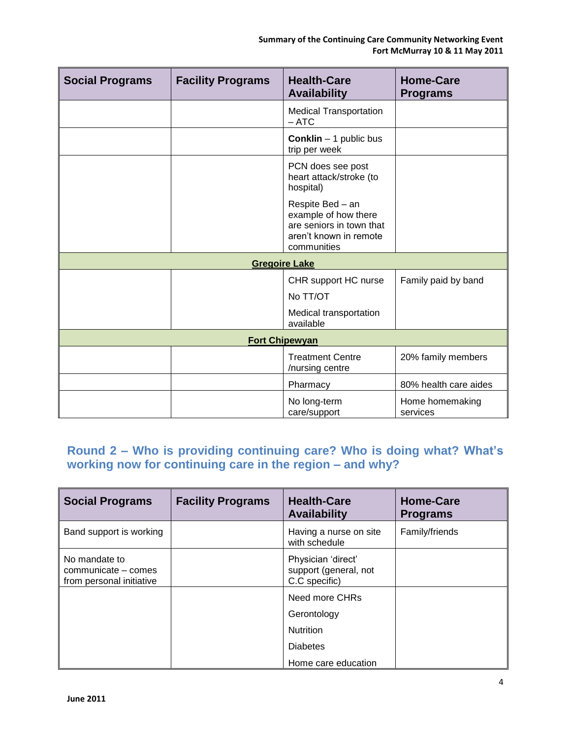| Social Programs | Facility Programs | Health-Care Availability | Home-Care Programs |
| --- | --- | --- | --- |
| | | Medical Transportation – ATC | |
| | | **Conklin** – 1 public bus trip per week | |
| | | PCN does see post heart attack/stroke (to hospital)<br><br>Respite Bed – an example of how there are seniors in town that aren't known in remote communities | |
| | | **Gregoire Lake** | |
| | | CHR support HC nurse<br><br>No TT/OT<br><br>Medical transportation available | Family paid by band |
| | | **Fort Chipewyan** | |
| | | Treatment Centre /nursing centre | 20% family members |
| | | Pharmacy | 80% health care aides |
| | | No long-term care/support | Home homemaking services |

## Round 2 – Who is providing continuing care? Who is doing what? What's working now for continuing care in the region – and why?

| Social Programs | Facility Programs | Health-Care Availability | Home-Care Programs |
| --- | --- | --- | --- |
| Band support is working | | Having a nurse on site with schedule | Family/friends |
| No mandate to communicate – comes from personal initiative | | Physician 'direct' support (general, not C.C specific) | |
| | | Need more CHRs<br><br>Gerontology<br><br>Nutrition<br><br>Diabetes<br><br>Home care education | |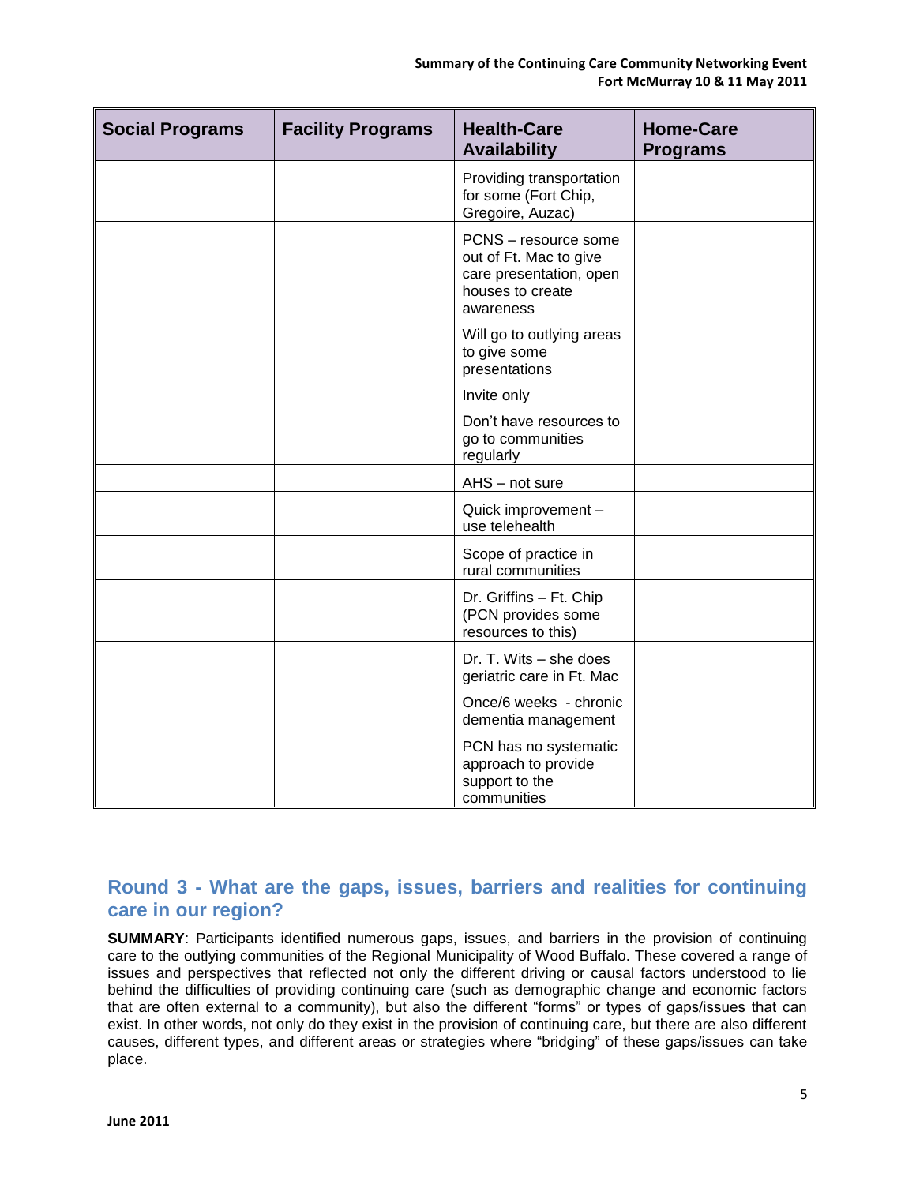| Social Programs | Facility Programs | Health-Care Availability | Home-Care Programs |
|---|---|---|---|
| | | Providing transportation for some (Fort Chip, Gregoire, Auzac) | |
| | | PCNS – resource some out of Ft. Mac to give care presentation, open houses to create awareness<br><br>Will go to outlying areas to give some presentations<br><br>Invite only<br><br>Don't have resources to go to communities regularly | |
| | | AHS – not sure | |
| | | Quick improvement – use telehealth | |
| | | Scope of practice in rural communities | |
| | | Dr. Griffins – Ft. Chip (PCN provides some resources to this) | |
| | | Dr. T. Wits – she does geriatric care in Ft. Mac<br><br>Once/6 weeks - chronic dementia management | |
| | | PCN has no systematic approach to provide support to the communities | |

## Round 3 - What are the gaps, issues, barriers and realities for continuing care in our region?

**SUMMARY**: Participants identified numerous gaps, issues, and barriers in the provision of continuing care to the outlying communities of the Regional Municipality of Wood Buffalo. These covered a range of issues and perspectives that reflected not only the different driving or causal factors understood to lie behind the difficulties of providing continuing care (such as demographic change and economic factors that are often external to a community), but also the different "forms" or types of gaps/issues that can exist. In other words, not only do they exist in the provision of continuing care, but there are also different causes, different types, and different areas or strategies where "bridging" of these gaps/issues can take place.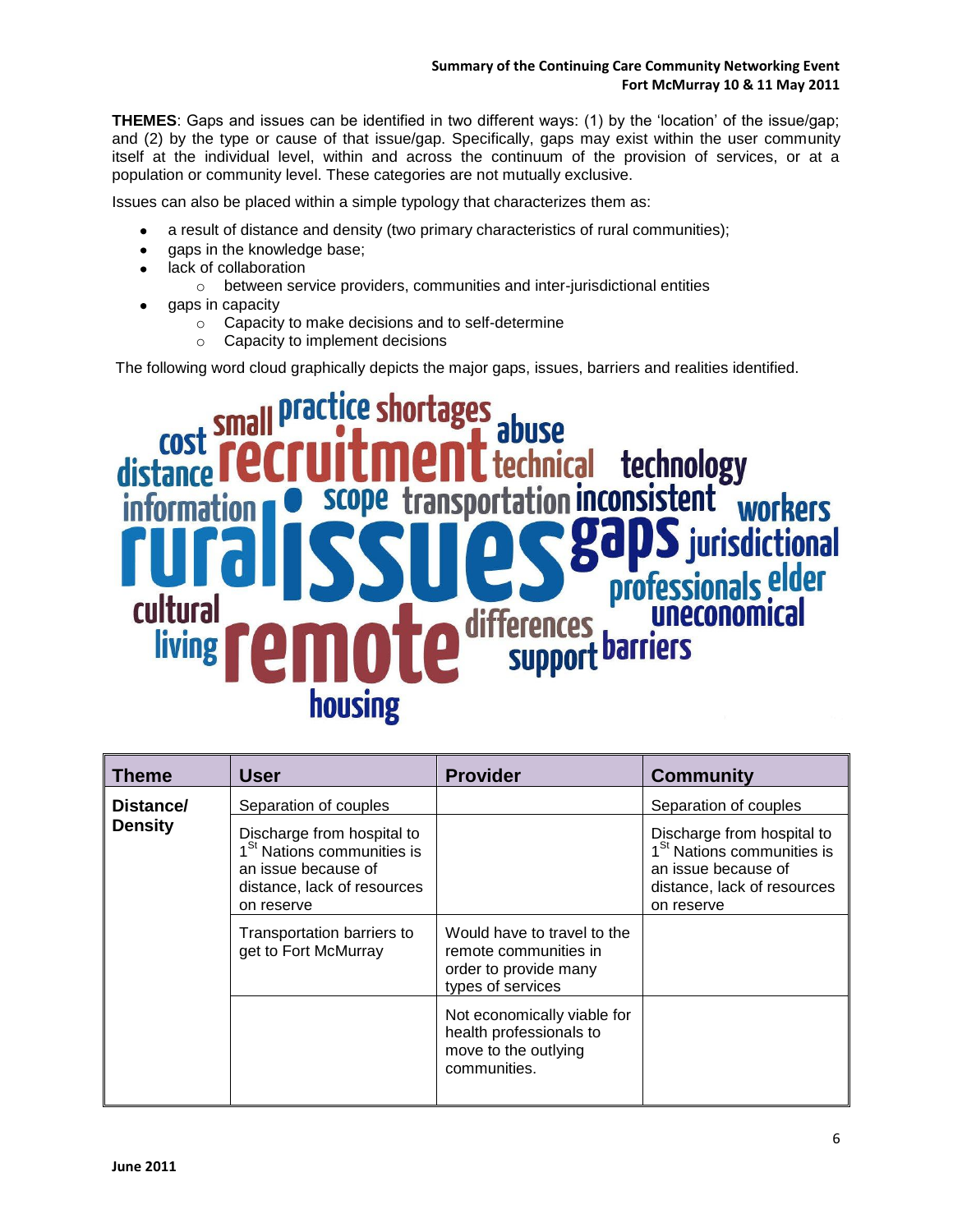**THEMES**: Gaps and issues can be identified in two different ways: (1) by the 'location' of the issue/gap; and (2) by the type or cause of that issue/gap. Specifically, gaps may exist within the user community itself at the individual level, within and across the continuum of the provision of services, or at a population or community level. These categories are not mutually exclusive.

Issues can also be placed within a simple typology that characterizes them as:

- a result of distance and density (two primary characteristics of rural communities);
- gaps in the knowledge base;
- lack of collaboration
  - between service providers, communities and inter-jurisdictional entities
- gaps in capacity
  - Capacity to make decisions and to self-determine
  - Capacity to implement decisions

The following word cloud graphically depicts the major gaps, issues, barriers and realities identified.

| Theme | User | Provider | Community |
|---|---|---|---|
| **Distance/ Density** | Separation of couples | | Separation of couples |
| | Discharge from hospital to 1st Nations communities is an issue because of distance, lack of resources on reserve | | Discharge from hospital to 1st Nations communities is an issue because of distance, lack of resources on reserve |
| | Transportation barriers to get to Fort McMurray | Would have to travel to the remote communities in order to provide many types of services | |
| | | Not economically viable for health professionals to move to the outlying communities. | |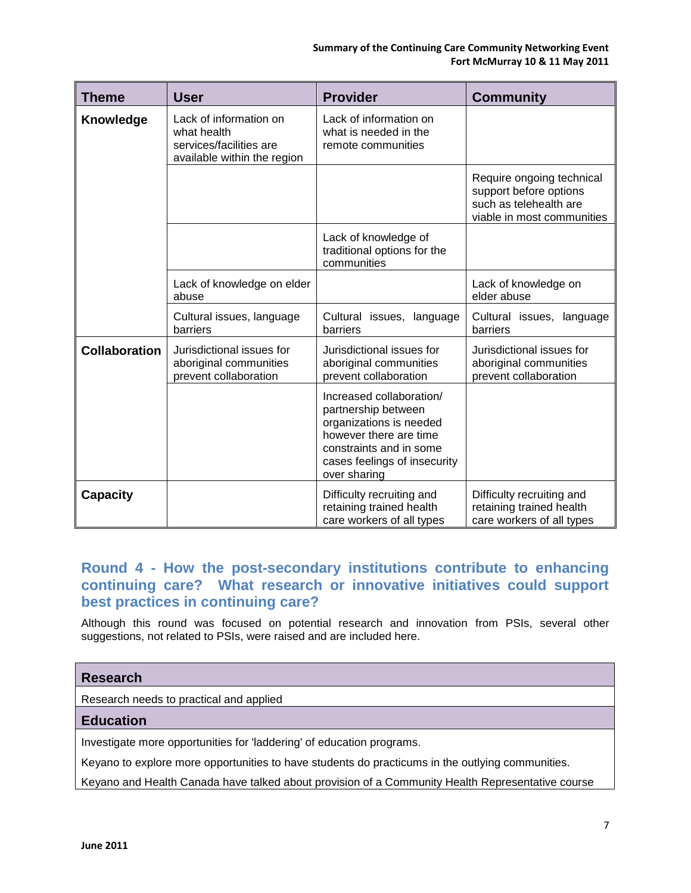| Theme | User | Provider | Community |
|---|---|---|---|
| **Knowledge** | Lack of information on what health services/facilities are available within the region | Lack of information on what is needed in the remote communities | |
| | | | Require ongoing technical support before options such as telehealth are viable in most communities |
| | | Lack of knowledge of traditional options for the communities | |
| | Lack of knowledge on elder abuse | | Lack of knowledge on elder abuse |
| | Cultural issues, language barriers | Cultural issues, language barriers | Cultural issues, language barriers |
| **Collaboration** | Jurisdictional issues for aboriginal communities prevent collaboration | Jurisdictional issues for aboriginal communities prevent collaboration | Jurisdictional issues for aboriginal communities prevent collaboration |
| | | Increased collaboration/ partnership between organizations is needed however there are time constraints and in some cases feelings of insecurity over sharing | |
| **Capacity** | | Difficulty recruiting and retaining trained health care workers of all types | Difficulty recruiting and retaining trained health care workers of all types |

## Round 4 - How the post-secondary institutions contribute to enhancing continuing care? What research or innovative initiatives could support best practices in continuing care?

Although this round was focused on potential research and innovation from PSIs, several other suggestions, not related to PSIs, were raised and are included here.

| **Research** |
|---|
| Research needs to practical and applied |
| **Education** |
| Investigate more opportunities for 'laddering' of education programs. |
| Keyano to explore more opportunities to have students do practicums in the outlying communities. |
| Keyano and Health Canada have talked about provision of a Community Health Representative course |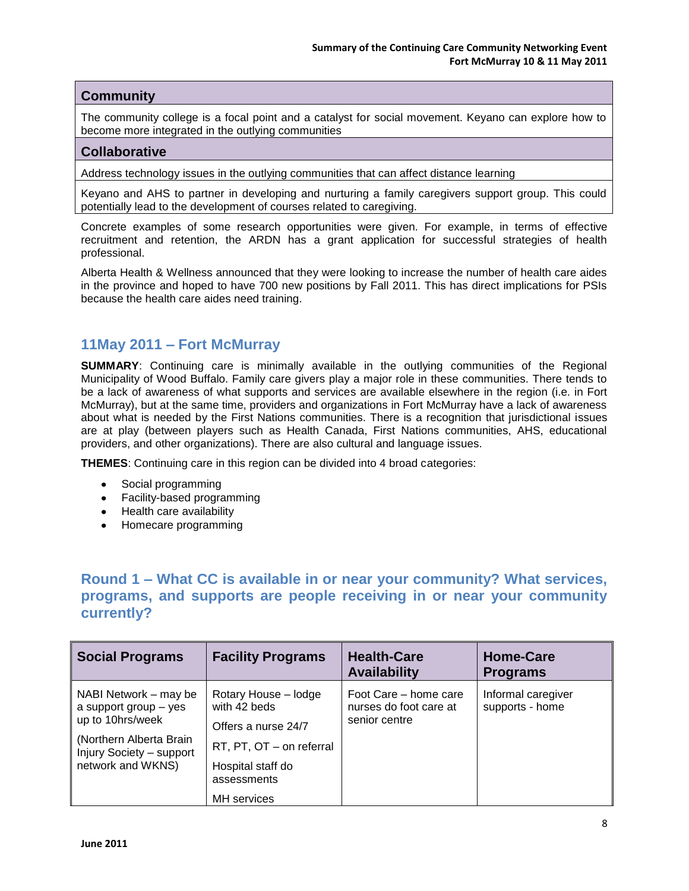| Community |
| --- |
| The community college is a focal point and a catalyst for social movement. Keyano can explore how to become more integrated in the outlying communities |

| Collaborative |
| --- |
| Address technology issues in the outlying communities that can affect distance learning |
| Keyano and AHS to partner in developing and nurturing a family caregivers support group. This could potentially lead to the development of courses related to caregiving. |

Concrete examples of some research opportunities were given. For example, in terms of effective recruitment and retention, the ARDN has a grant application for successful strategies of health professional.

Alberta Health & Wellness announced that they were looking to increase the number of health care aides in the province and hoped to have 700 new positions by Fall 2011. This has direct implications for PSIs because the health care aides need training.

## 11May 2011 – Fort McMurray

**SUMMARY**: Continuing care is minimally available in the outlying communities of the Regional Municipality of Wood Buffalo. Family care givers play a major role in these communities. There tends to be a lack of awareness of what supports and services are available elsewhere in the region (i.e. in Fort McMurray), but at the same time, providers and organizations in Fort McMurray have a lack of awareness about what is needed by the First Nations communities. There is a recognition that jurisdictional issues are at play (between players such as Health Canada, First Nations communities, AHS, educational providers, and other organizations). There are also cultural and language issues.

**THEMES**: Continuing care in this region can be divided into 4 broad categories:

- Social programming
- Facility-based programming
- Health care availability
- Homecare programming

## Round 1 – What CC is available in or near your community? What services, programs, and supports are people receiving in or near your community currently?

| Social Programs | Facility Programs | Health-Care Availability | Home-Care Programs |
| --- | --- | --- | --- |
| NABI Network – may be a support group – yes up to 10hrs/week<br><br>(Northern Alberta Brain Injury Society – support network and WKNS) | Rotary House – lodge with 42 beds<br><br>Offers a nurse 24/7<br><br>RT, PT, OT – on referral<br><br>Hospital staff do assessments<br><br>MH services | Foot Care – home care nurses do foot care at senior centre | Informal caregiver supports - home |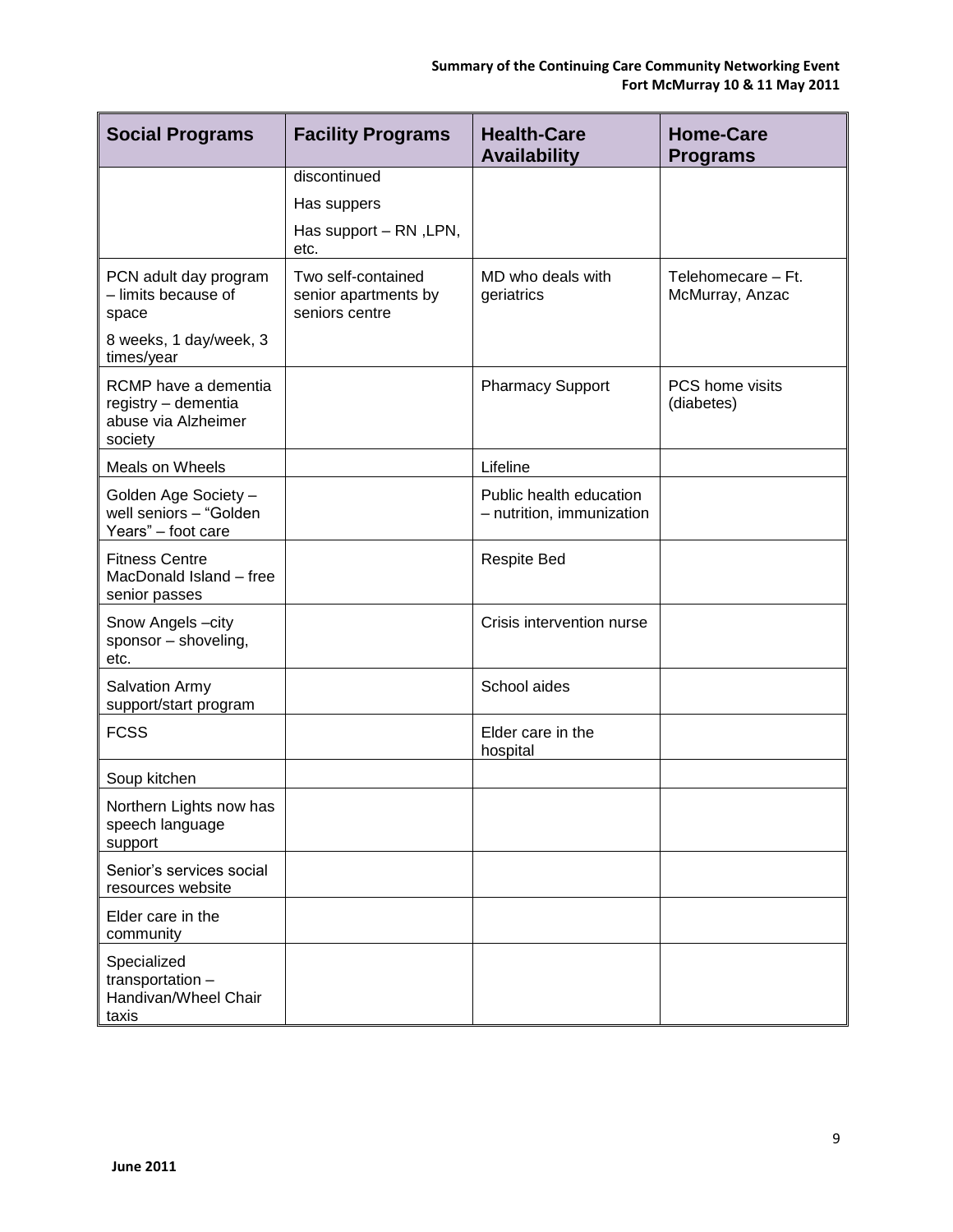| Social Programs | Facility Programs | Health-Care Availability | Home-Care Programs |
|---|---|---|---|
| | discontinued<br><br>Has suppers<br><br>Has support – RN ,LPN, etc. | | |
| PCN adult day program – limits because of space<br><br>8 weeks, 1 day/week, 3 times/year | Two self-contained senior apartments by seniors centre | MD who deals with geriatrics | Telehomecare – Ft. McMurray, Anzac |
| RCMP have a dementia registry – dementia abuse via Alzheimer society | | Pharmacy Support | PCS home visits (diabetes) |
| Meals on Wheels | | Lifeline | |
| Golden Age Society – well seniors – "Golden Years" – foot care | | Public health education – nutrition, immunization | |
| Fitness Centre MacDonald Island – free senior passes | | Respite Bed | |
| Snow Angels –city sponsor – shoveling, etc. | | Crisis intervention nurse | |
| Salvation Army support/start program | | School aides | |
| FCSS | | Elder care in the hospital | |
| Soup kitchen | | | |
| Northern Lights now has speech language support | | | |
| Senior's services social resources website | | | |
| Elder care in the community | | | |
| Specialized transportation – Handivan/Wheel Chair taxis | | | |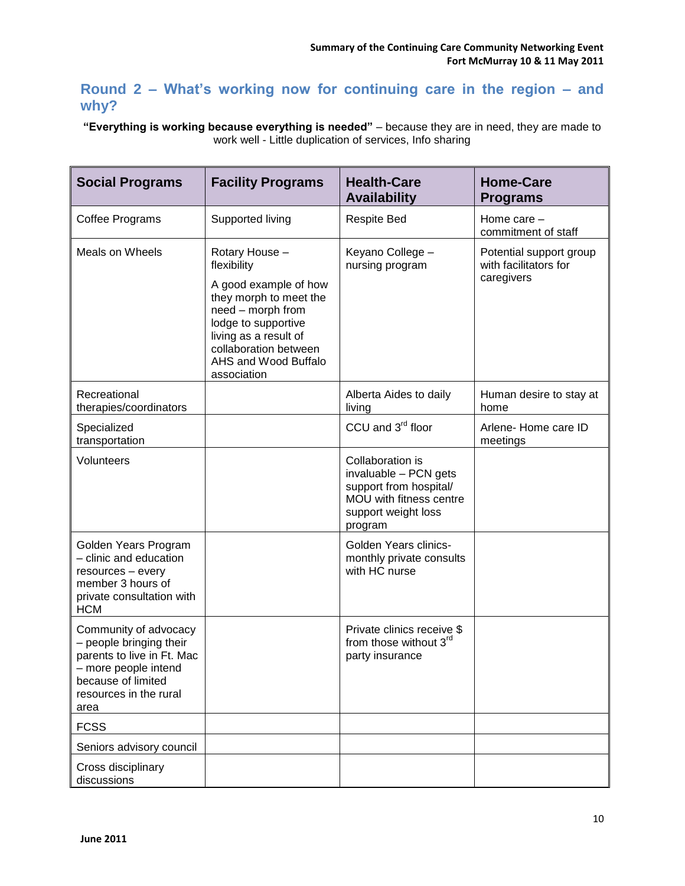## Round 2 – What's working now for continuing care in the region – and why?

**"Everything is working because everything is needed"** – because they are in need, they are made to work well - Little duplication of services, Info sharing

| Social Programs | Facility Programs | Health-Care Availability | Home-Care Programs |
|---|---|---|---|
| Coffee Programs | Supported living | Respite Bed | Home care – commitment of staff |
| Meals on Wheels | Rotary House – flexibility<br><br>A good example of how they morph to meet the need – morph from lodge to supportive living as a result of collaboration between AHS and Wood Buffalo association | Keyano College – nursing program | Potential support group with facilitators for caregivers |
| Recreational therapies/coordinators | | Alberta Aides to daily living | Human desire to stay at home |
| Specialized transportation | | CCU and 3rd floor | Arlene- Home care ID meetings |
| Volunteers | | Collaboration is invaluable – PCN gets support from hospital/ MOU with fitness centre support weight loss program | |
| Golden Years Program – clinic and education resources – every member 3 hours of private consultation with HCM | | Golden Years clinics- monthly private consults with HC nurse | |
| Community of advocacy – people bringing their parents to live in Ft. Mac – more people intend because of limited resources in the rural area | | Private clinics receive $ from those without 3rd party insurance | |
| FCSS | | | |
| Seniors advisory council | | | |
| Cross disciplinary discussions | | | |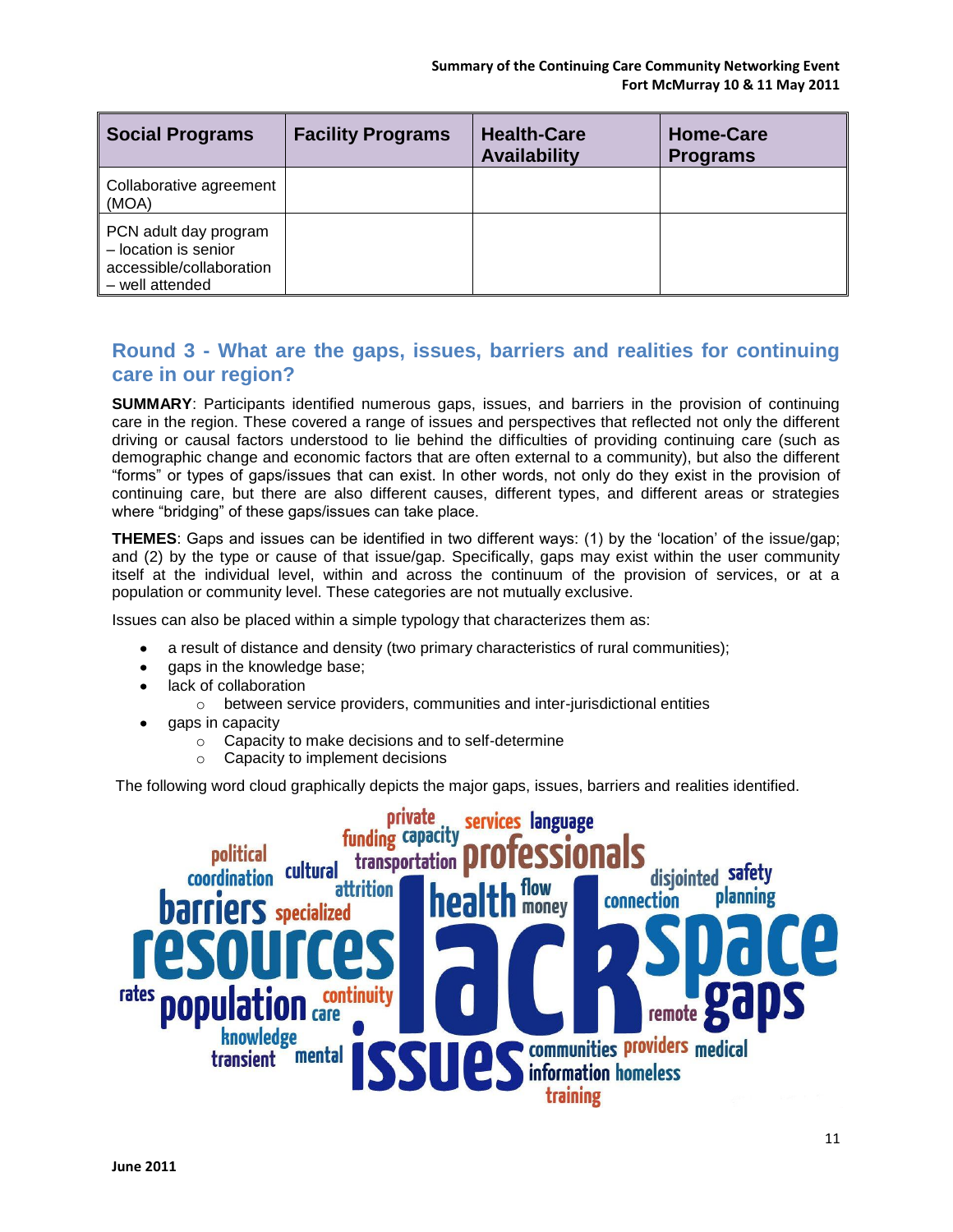| Social Programs | Facility Programs | Health-Care Availability | Home-Care Programs |
|---|---|---|---|
| Collaborative agreement (MOA) | | | |
| PCN adult day program – location is senior accessible/collaboration – well attended | | | |

## Round 3 - What are the gaps, issues, barriers and realities for continuing care in our region?

**SUMMARY**: Participants identified numerous gaps, issues, and barriers in the provision of continuing care in the region. These covered a range of issues and perspectives that reflected not only the different driving or causal factors understood to lie behind the difficulties of providing continuing care (such as demographic change and economic factors that are often external to a community), but also the different "forms" or types of gaps/issues that can exist. In other words, not only do they exist in the provision of continuing care, but there are also different causes, different types, and different areas or strategies where "bridging" of these gaps/issues can take place.

**THEMES**: Gaps and issues can be identified in two different ways: (1) by the 'location' of the issue/gap; and (2) by the type or cause of that issue/gap. Specifically, gaps may exist within the user community itself at the individual level, within and across the continuum of the provision of services, or at a population or community level. These categories are not mutually exclusive.

Issues can also be placed within a simple typology that characterizes them as:

- a result of distance and density (two primary characteristics of rural communities);
- gaps in the knowledge base;
- lack of collaboration
  - between service providers, communities and inter-jurisdictional entities
- gaps in capacity
  - Capacity to make decisions and to self-determine
  - Capacity to implement decisions

The following word cloud graphically depicts the major gaps, issues, barriers and realities identified.

private services language funding capacity political transportation professionals coordination cultural attrition health flow disjointed safety barriers specialized money connection planning resources lack space rates population continuity care remote gaps knowledge transient mental issues communities providers medical information homeless training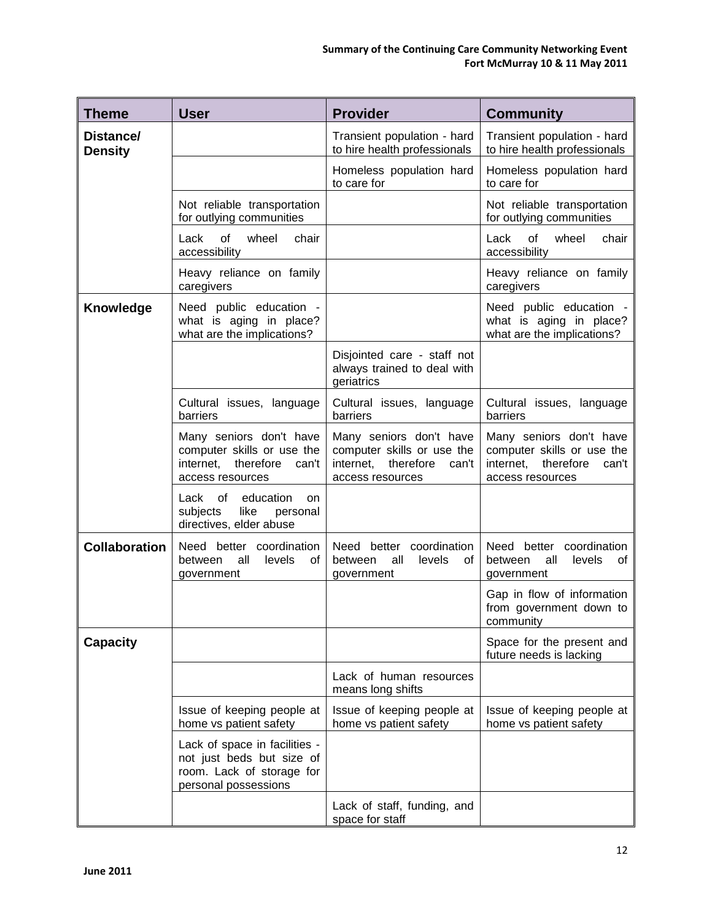| Theme | User | Provider | Community |
|---|---|---|---|
| **Distance/ Density** | | Transient population - hard to hire health professionals | Transient population - hard to hire health professionals |
| | | Homeless population hard to care for | Homeless population hard to care for |
| | Not reliable transportation for outlying communities | | Not reliable transportation for outlying communities |
| | Lack of wheel chair accessibility | | Lack of wheel chair accessibility |
| | Heavy reliance on family caregivers | | Heavy reliance on family caregivers |
| **Knowledge** | Need public education - what is aging in place? what are the implications? | | Need public education - what is aging in place? what are the implications? |
| | | Disjointed care - staff not always trained to deal with geriatrics | |
| | Cultural issues, language barriers | Cultural issues, language barriers | Cultural issues, language barriers |
| | Many seniors don't have computer skills or use the internet, therefore can't access resources | Many seniors don't have computer skills or use the internet, therefore can't access resources | Many seniors don't have computer skills or use the internet, therefore can't access resources |
| | Lack of education on subjects like personal directives, elder abuse | | |
| **Collaboration** | Need better coordination between all levels of government | Need better coordination between all levels of government | Need better coordination between all levels of government |
| | | | Gap in flow of information from government down to community |
| **Capacity** | | | Space for the present and future needs is lacking |
| | | Lack of human resources means long shifts | |
| | Issue of keeping people at home vs patient safety | Issue of keeping people at home vs patient safety | Issue of keeping people at home vs patient safety |
| | Lack of space in facilities - not just beds but size of room. Lack of storage for personal possessions | | |
| | | Lack of staff, funding, and space for staff | |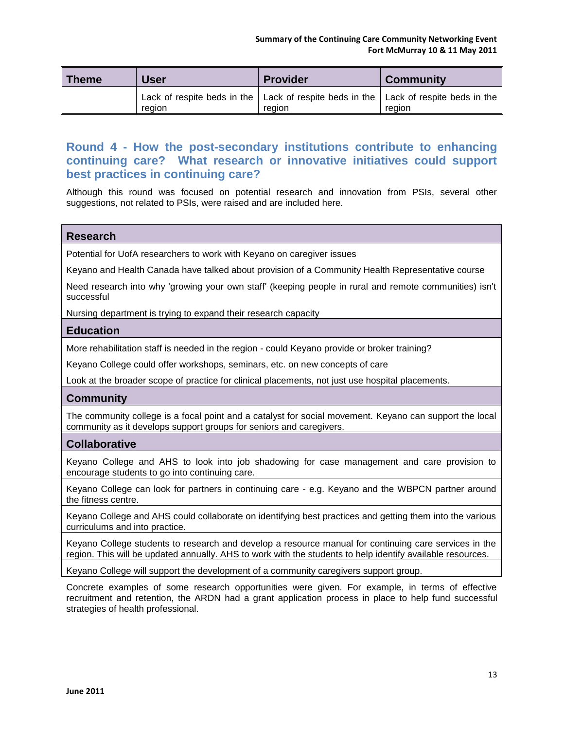| Theme | User | Provider | Community |
|---|---|---|---|
| | Lack of respite beds in the region | Lack of respite beds in the region | Lack of respite beds in the region |

## Round 4 - How the post-secondary institutions contribute to enhancing continuing care? What research or innovative initiatives could support best practices in continuing care?

Although this round was focused on potential research and innovation from PSIs, several other suggestions, not related to PSIs, were raised and are included here.

| Research |
|---|
| Potential for UofA researchers to work with Keyano on caregiver issues |
| Keyano and Health Canada have talked about provision of a Community Health Representative course |
| Need research into why 'growing your own staff' (keeping people in rural and remote communities) isn't successful |
| Nursing department is trying to expand their research capacity |
| **Education** |
| More rehabilitation staff is needed in the region - could Keyano provide or broker training? |
| Keyano College could offer workshops, seminars, etc. on new concepts of care |
| Look at the broader scope of practice for clinical placements, not just use hospital placements. |
| **Community** |
| The community college is a focal point and a catalyst for social movement. Keyano can support the local community as it develops support groups for seniors and caregivers. |
| **Collaborative** |
| Keyano College and AHS to look into job shadowing for case management and care provision to encourage students to go into continuing care. |
| Keyano College can look for partners in continuing care - e.g. Keyano and the WBPCN partner around the fitness centre. |
| Keyano College and AHS could collaborate on identifying best practices and getting them into the various curriculums and into practice. |
| Keyano College students to research and develop a resource manual for continuing care services in the region. This will be updated annually. AHS to work with the students to help identify available resources. |
| Keyano College will support the development of a community caregivers support group. |

Concrete examples of some research opportunities were given. For example, in terms of effective recruitment and retention, the ARDN had a grant application process in place to help fund successful strategies of health professional.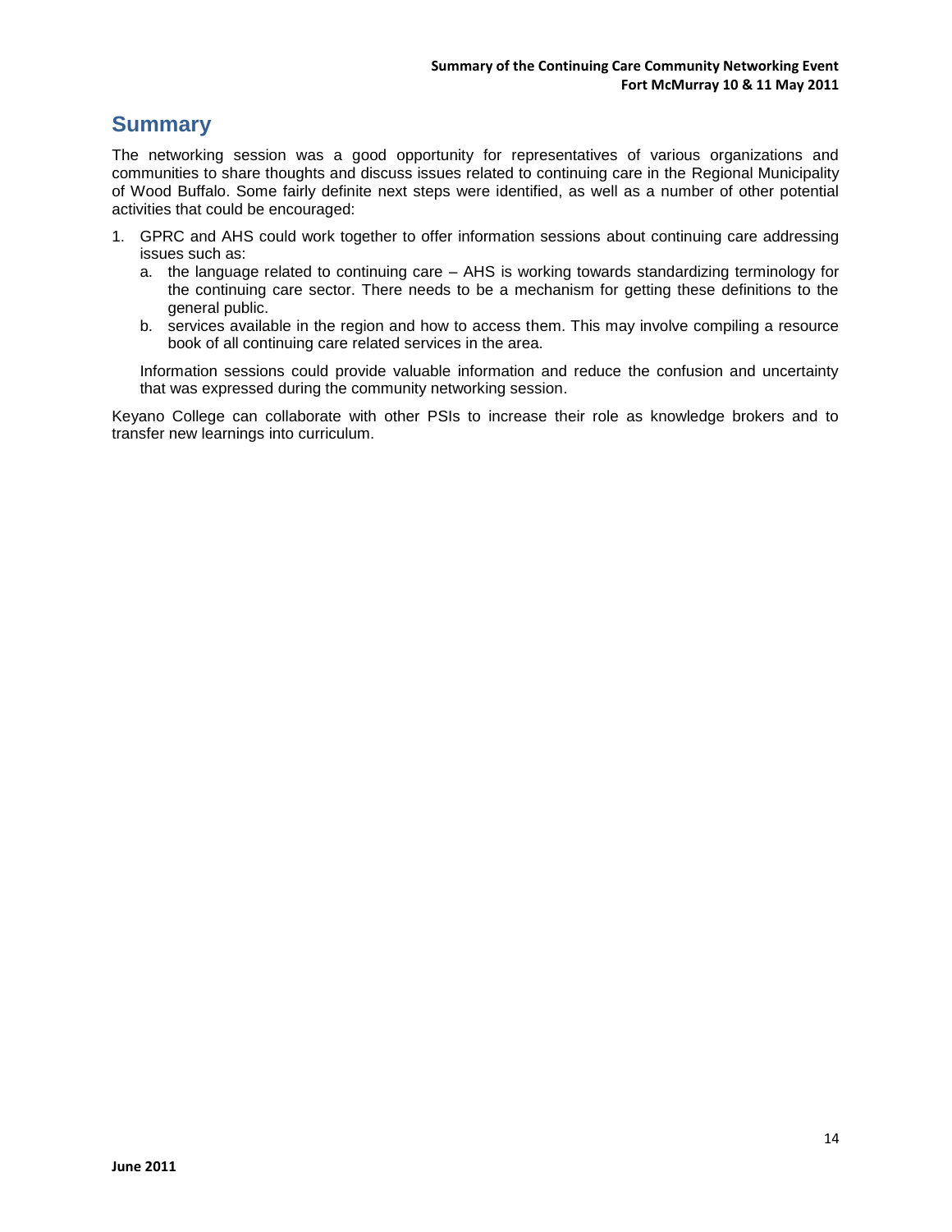## Summary

The networking session was a good opportunity for representatives of various organizations and communities to share thoughts and discuss issues related to continuing care in the Regional Municipality of Wood Buffalo. Some fairly definite next steps were identified, as well as a number of other potential activities that could be encouraged:

1. GPRC and AHS could work together to offer information sessions about continuing care addressing issues such as:
   a. the language related to continuing care – AHS is working towards standardizing terminology for the continuing care sector. There needs to be a mechanism for getting these definitions to the general public.
   b. services available in the region and how to access them. This may involve compiling a resource book of all continuing care related services in the area.

   Information sessions could provide valuable information and reduce the confusion and uncertainty that was expressed during the community networking session.

Keyano College can collaborate with other PSIs to increase their role as knowledge brokers and to transfer new learnings into curriculum.